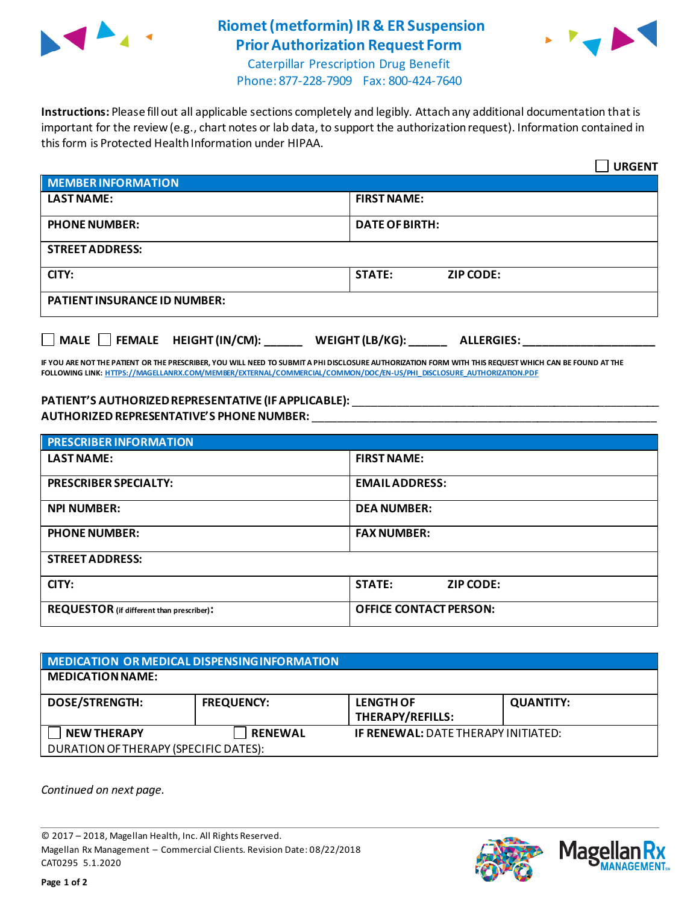# Riomet (metformin) IR & ER Suspension Prior Authorization Request Form

Caterpillar Prescription Drug Benefit
Phone: 877-228-7909 Fax: 800-424-7640

**Instructions:** Please fill out all applicable sections completely and legibly. Attach any additional documentation that is important for the review (e.g., chart notes or lab data, to support the authorization request). Information contained in this form is Protected Health Information under HIPAA.

☐ **URGENT**

| **MEMBER INFORMATION** | |
|---|---|
| **LAST NAME:** | **FIRST NAME:** |
| **PHONE NUMBER:** | **DATE OF BIRTH:** |
| **STREET ADDRESS:** | |
| **CITY:** | **STATE:** **ZIP CODE:** |
| **PATIENT INSURANCE ID NUMBER:** | |

☐ **MALE** ☐ **FEMALE** **HEIGHT (IN/CM):** ______ **WEIGHT (LB/KG):** ______ **ALLERGIES:** ____________________

**IF YOU ARE NOT THE PATIENT OR THE PRESCRIBER, YOU WILL NEED TO SUBMIT A PHI DISCLOSURE AUTHORIZATION FORM WITH THIS REQUEST WHICH CAN BE FOUND AT THE FOLLOWING LINK:** HTTPS://MAGELLANRX.COM/MEMBER/EXTERNAL/COMMERCIAL/COMMON/DOC/EN-US/PHI_DISCLOSURE_AUTHORIZATION.PDF

**PATIENT'S AUTHORIZED REPRESENTATIVE (IF APPLICABLE):** ____________________________________________

**AUTHORIZED REPRESENTATIVE'S PHONE NUMBER:** ____________________________________________

| **PRESCRIBER INFORMATION** | |
|---|---|
| **LAST NAME:** | **FIRST NAME:** |
| **PRESCRIBER SPECIALTY:** | **EMAIL ADDRESS:** |
| **NPI NUMBER:** | **DEA NUMBER:** |
| **PHONE NUMBER:** | **FAX NUMBER:** |
| **STREET ADDRESS:** | |
| **CITY:** | **STATE:** **ZIP CODE:** |
| **REQUESTOR** (if different than prescriber)**:** | **OFFICE CONTACT PERSON:** |

| **MEDICATION OR MEDICAL DISPENSING INFORMATION** | | | |
|---|---|---|---|
| **MEDICATION NAME:** | | | |
| **DOSE/STRENGTH:** | **FREQUENCY:** | **LENGTH OF THERAPY/REFILLS:** | **QUANTITY:** |
| ☐ **NEW THERAPY** | ☐ **RENEWAL** | **IF RENEWAL:** DATE THERAPY INITIATED: | |
| DURATION OF THERAPY (SPECIFIC DATES): | | | |

*Continued on next page.*

© 2017 – 2018, Magellan Health, Inc. All Rights Reserved.
Magellan Rx Management – Commercial Clients. Revision Date: 08/22/2018
CAT0295 5.1.2020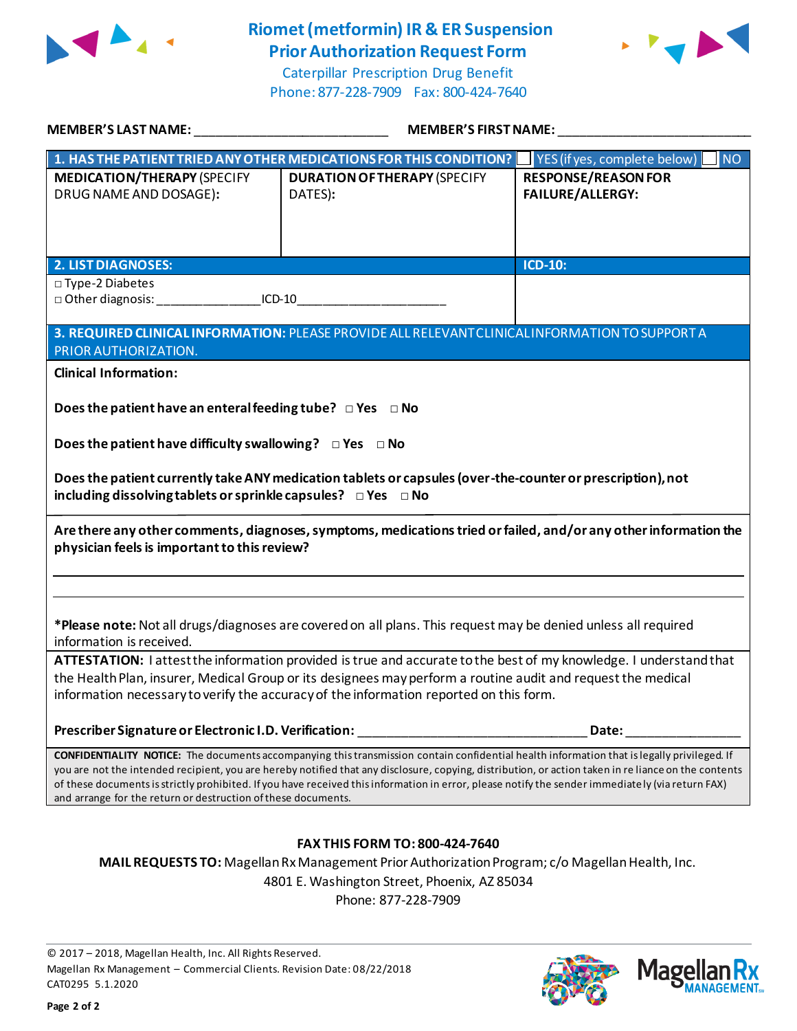# Riomet (metformin) IR & ER Suspension Prior Authorization Request Form

Caterpillar Prescription Drug Benefit
Phone: 877-228-7909 Fax: 800-424-7640

**MEMBER'S LAST NAME:** ___________________________ **MEMBER'S FIRST NAME:** ___________________________

| **1. HAS THE PATIENT TRIED ANY OTHER MEDICATIONS FOR THIS CONDITION?** | ☐ YES (if yes, complete below) | ☐ NO |
|---|---|---|
| **MEDICATION/THERAPY** (SPECIFY DRUG NAME AND DOSAGE): | **DURATION OF THERAPY** (SPECIFY DATES): | **RESPONSE/REASON FOR FAILURE/ALLERGY:** |
| | | |

| **2. LIST DIAGNOSES:** | **ICD-10:** |
|---|---|
| □ Type-2 Diabetes<br>□ Other diagnosis: _______________ICD-10_____________________ | |

**3. REQUIRED CLINICAL INFORMATION:** PLEASE PROVIDE ALL RELEVANT CLINICAL INFORMATION TO SUPPORT A PRIOR AUTHORIZATION.

**Clinical Information:**

**Does the patient have an enteral feeding tube?** □ Yes □ No

**Does the patient have difficulty swallowing?** □ Yes □ No

**Does the patient currently take ANY medication tablets or capsules (over-the-counter or prescription), not including dissolving tablets or sprinkle capsules?** □ Yes □ No

**Are there any other comments, diagnoses, symptoms, medications tried or failed, and/or any other information the physician feels is important to this review?**

_______________________________________________________________________________

_______________________________________________________________________________

***Please note:** Not all drugs/diagnoses are covered on all plans. This request may be denied unless all required information is received.

**ATTESTATION:** I attest the information provided is true and accurate to the best of my knowledge. I understand that the Health Plan, insurer, Medical Group or its designees may perform a routine audit and request the medical information necessary to verify the accuracy of the information reported on this form.

**Prescriber Signature or Electronic I.D. Verification:** _________________________________ **Date:** ________________

**CONFIDENTIALITY NOTICE:** The documents accompanying this transmission contain confidential health information that is legally privileged. If you are not the intended recipient, you are hereby notified that any disclosure, copying, distribution, or action taken in reliance on the contents of these documents is strictly prohibited. If you have received this information in error, please notify the sender immediately (via return FAX) and arrange for the return or destruction of these documents.

**FAX THIS FORM TO: 800-424-7640**

**MAIL REQUESTS TO:** Magellan Rx Management Prior Authorization Program; c/o Magellan Health, Inc.
4801 E. Washington Street, Phoenix, AZ 85034
Phone: 877-228-7909

© 2017 – 2018, Magellan Health, Inc. All Rights Reserved.
Magellan Rx Management – Commercial Clients. Revision Date: 08/22/2018
CAT0295 5.1.2020

Magellan Rx MANAGEMENT